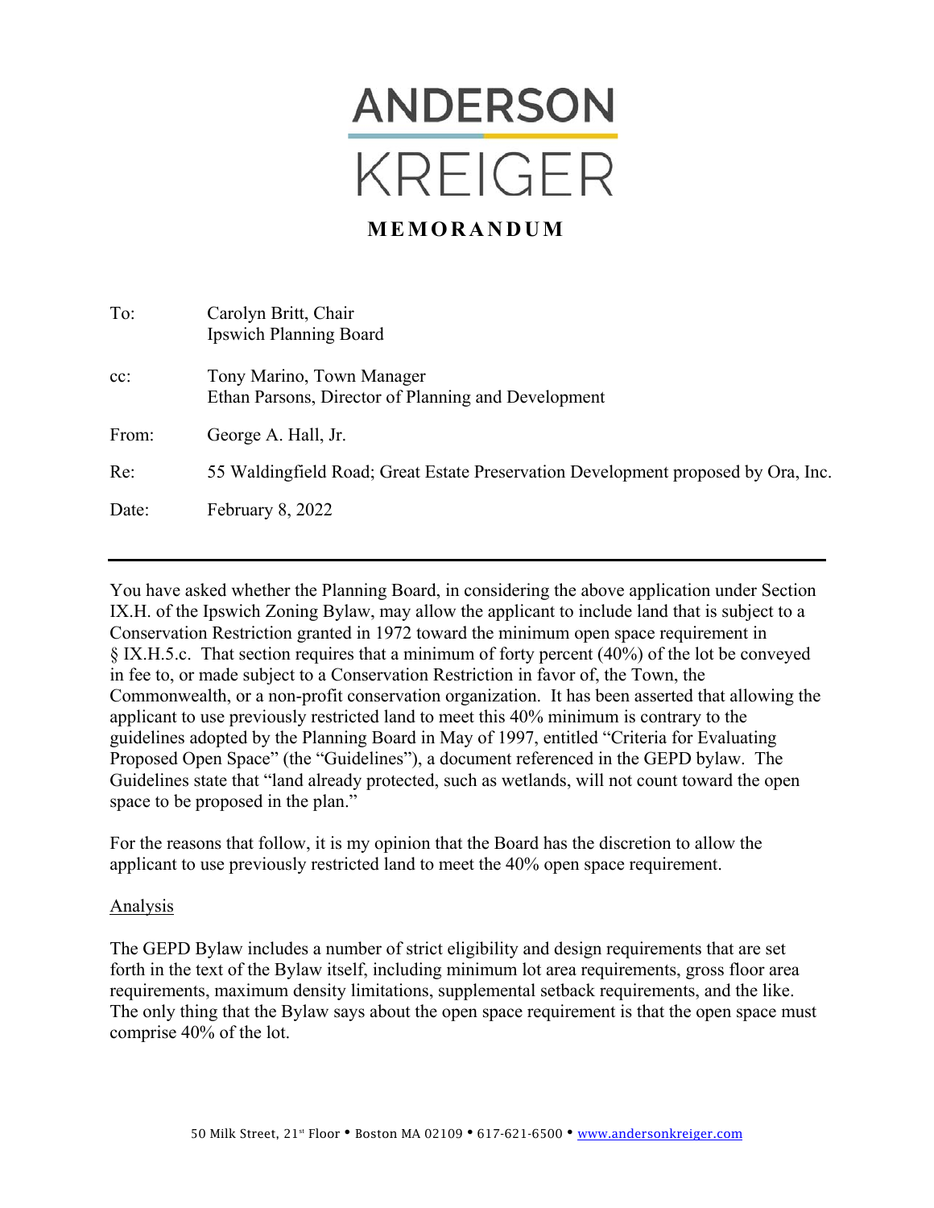# ANDERSON KREIGER

## MEMORANDUM

| | |
|---|---|
| To: | Carolyn Britt, Chair<br>Ipswich Planning Board |
| cc: | Tony Marino, Town Manager<br>Ethan Parsons, Director of Planning and Development |
| From: | George A. Hall, Jr. |
| Re: | 55 Waldingfield Road; Great Estate Preservation Development proposed by Ora, Inc. |
| Date: | February 8, 2022 |

---

You have asked whether the Planning Board, in considering the above application under Section IX.H. of the Ipswich Zoning Bylaw, may allow the applicant to include land that is subject to a Conservation Restriction granted in 1972 toward the minimum open space requirement in § IX.H.5.c. That section requires that a minimum of forty percent (40%) of the lot be conveyed in fee to, or made subject to a Conservation Restriction in favor of, the Town, the Commonwealth, or a non-profit conservation organization. It has been asserted that allowing the applicant to use previously restricted land to meet this 40% minimum is contrary to the guidelines adopted by the Planning Board in May of 1997, entitled "Criteria for Evaluating Proposed Open Space" (the "Guidelines"), a document referenced in the GEPD bylaw. The Guidelines state that "land already protected, such as wetlands, will not count toward the open space to be proposed in the plan."

For the reasons that follow, it is my opinion that the Board has the discretion to allow the applicant to use previously restricted land to meet the 40% open space requirement.

<u>Analysis</u>

The GEPD Bylaw includes a number of strict eligibility and design requirements that are set forth in the text of the Bylaw itself, including minimum lot area requirements, gross floor area requirements, maximum density limitations, supplemental setback requirements, and the like. The only thing that the Bylaw says about the open space requirement is that the open space must comprise 40% of the lot.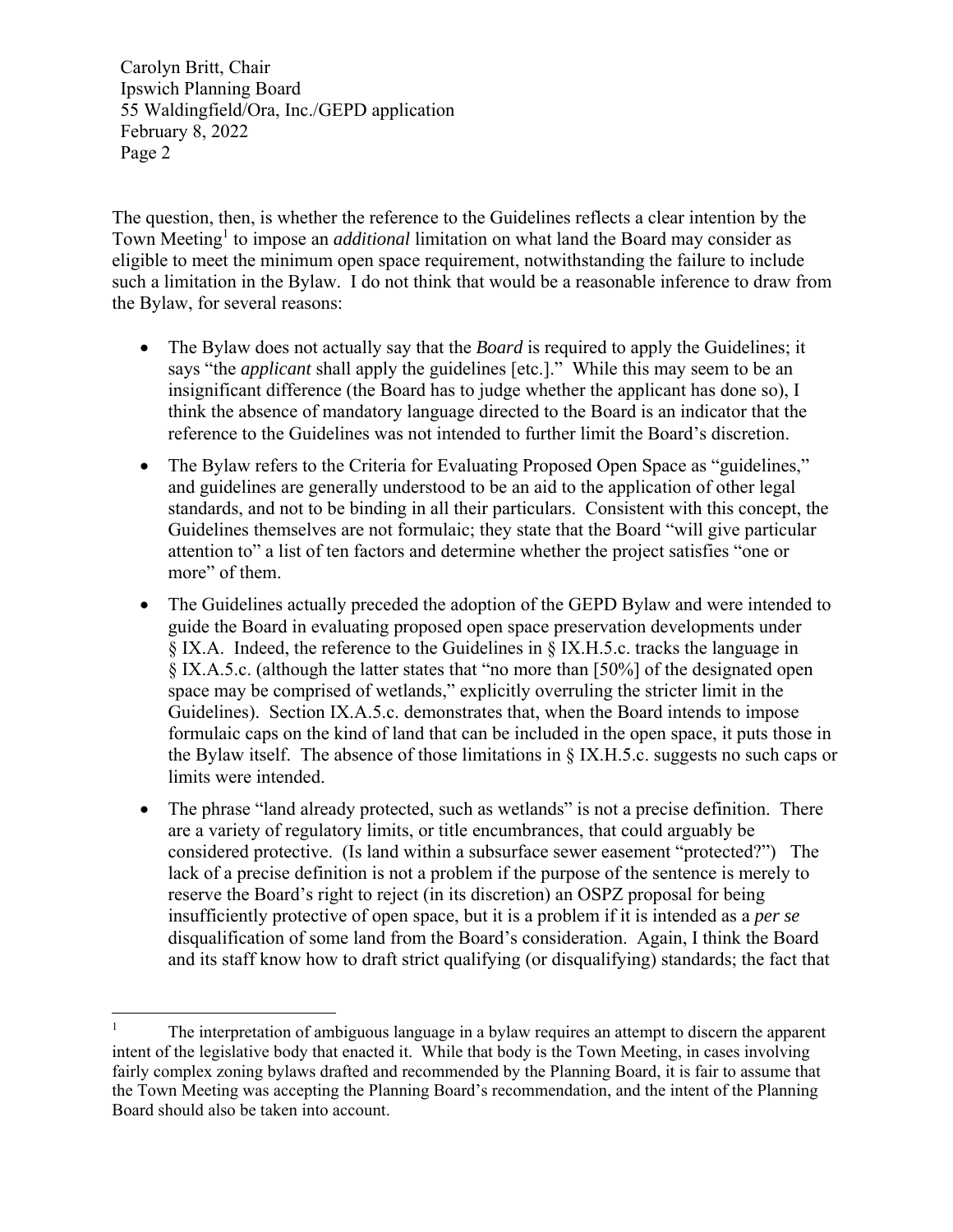The question, then, is whether the reference to the Guidelines reflects a clear intention by the Town Meeting[1] to impose an *additional* limitation on what land the Board may consider as eligible to meet the minimum open space requirement, notwithstanding the failure to include such a limitation in the Bylaw. I do not think that would be a reasonable inference to draw from the Bylaw, for several reasons:

- The Bylaw does not actually say that the *Board* is required to apply the Guidelines; it says "the *applicant* shall apply the guidelines [etc.]." While this may seem to be an insignificant difference (the Board has to judge whether the applicant has done so), I think the absence of mandatory language directed to the Board is an indicator that the reference to the Guidelines was not intended to further limit the Board's discretion.
- The Bylaw refers to the Criteria for Evaluating Proposed Open Space as "guidelines," and guidelines are generally understood to be an aid to the application of other legal standards, and not to be binding in all their particulars. Consistent with this concept, the Guidelines themselves are not formulaic; they state that the Board "will give particular attention to" a list of ten factors and determine whether the project satisfies "one or more" of them.
- The Guidelines actually preceded the adoption of the GEPD Bylaw and were intended to guide the Board in evaluating proposed open space preservation developments under § IX.A. Indeed, the reference to the Guidelines in § IX.H.5.c. tracks the language in § IX.A.5.c. (although the latter states that "no more than [50%] of the designated open space may be comprised of wetlands," explicitly overruling the stricter limit in the Guidelines). Section IX.A.5.c. demonstrates that, when the Board intends to impose formulaic caps on the kind of land that can be included in the open space, it puts those in the Bylaw itself. The absence of those limitations in § IX.H.5.c. suggests no such caps or limits were intended.
- The phrase "land already protected, such as wetlands" is not a precise definition. There are a variety of regulatory limits, or title encumbrances, that could arguably be considered protective. (Is land within a subsurface sewer easement "protected?") The lack of a precise definition is not a problem if the purpose of the sentence is merely to reserve the Board's right to reject (in its discretion) an OSPZ proposal for being insufficiently protective of open space, but it is a problem if it is intended as a *per se* disqualification of some land from the Board's consideration. Again, I think the Board and its staff know how to draft strict qualifying (or disqualifying) standards; the fact that

[1] The interpretation of ambiguous language in a bylaw requires an attempt to discern the apparent intent of the legislative body that enacted it. While that body is the Town Meeting, in cases involving fairly complex zoning bylaws drafted and recommended by the Planning Board, it is fair to assume that the Town Meeting was accepting the Planning Board's recommendation, and the intent of the Planning Board should also be taken into account.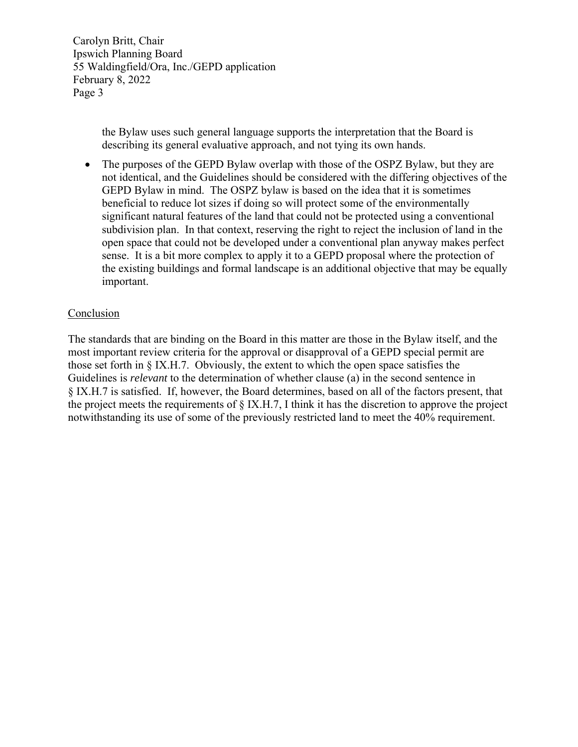the Bylaw uses such general language supports the interpretation that the Board is describing its general evaluative approach, and not tying its own hands.

- The purposes of the GEPD Bylaw overlap with those of the OSPZ Bylaw, but they are not identical, and the Guidelines should be considered with the differing objectives of the GEPD Bylaw in mind. The OSPZ bylaw is based on the idea that it is sometimes beneficial to reduce lot sizes if doing so will protect some of the environmentally significant natural features of the land that could not be protected using a conventional subdivision plan. In that context, reserving the right to reject the inclusion of land in the open space that could not be developed under a conventional plan anyway makes perfect sense. It is a bit more complex to apply it to a GEPD proposal where the protection of the existing buildings and formal landscape is an additional objective that may be equally important.

Conclusion

The standards that are binding on the Board in this matter are those in the Bylaw itself, and the most important review criteria for the approval or disapproval of a GEPD special permit are those set forth in § IX.H.7. Obviously, the extent to which the open space satisfies the Guidelines is *relevant* to the determination of whether clause (a) in the second sentence in § IX.H.7 is satisfied. If, however, the Board determines, based on all of the factors present, that the project meets the requirements of § IX.H.7, I think it has the discretion to approve the project notwithstanding its use of some of the previously restricted land to meet the 40% requirement.